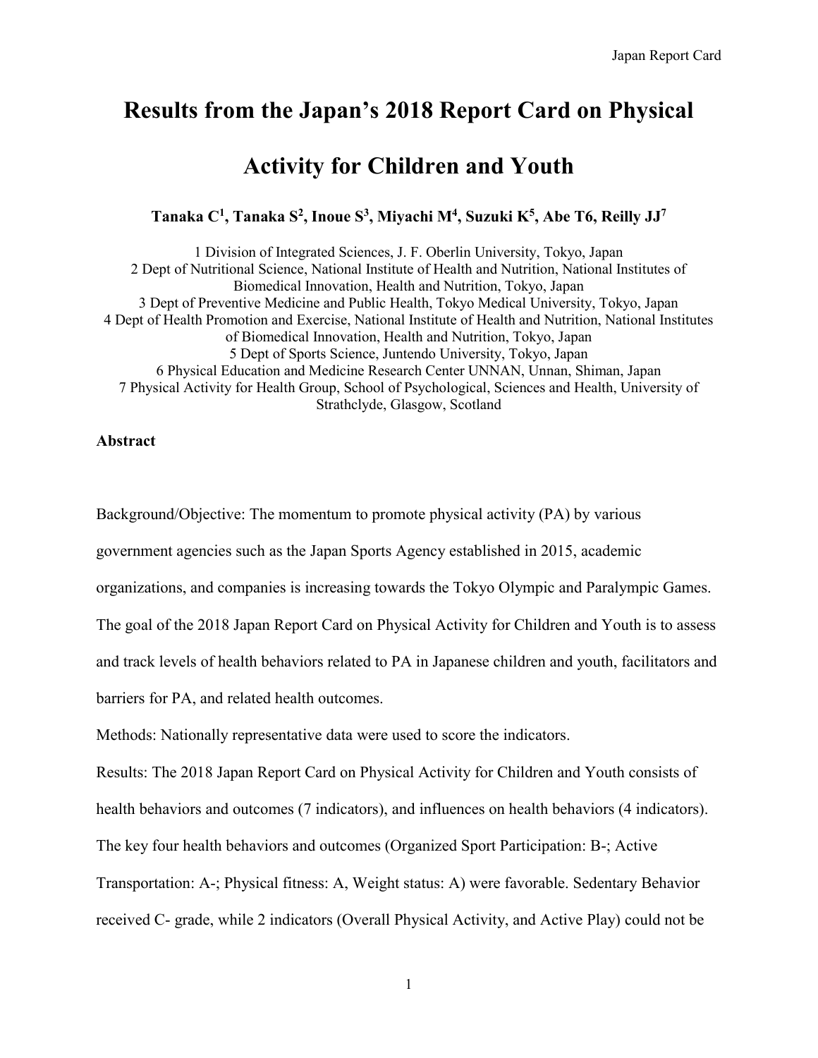# Results from the Japan's 2018 Report Card on Physical Activity for Children and Youth

**Tanaka C[1], Tanaka S[2], Inoue S[3], Miyachi M[4], Suzuki K[5], Abe T6, Reilly JJ[7]**

1 Division of Integrated Sciences, J. F. Oberlin University, Tokyo, Japan
2 Dept of Nutritional Science, National Institute of Health and Nutrition, National Institutes of Biomedical Innovation, Health and Nutrition, Tokyo, Japan
3 Dept of Preventive Medicine and Public Health, Tokyo Medical University, Tokyo, Japan
4 Dept of Health Promotion and Exercise, National Institute of Health and Nutrition, National Institutes of Biomedical Innovation, Health and Nutrition, Tokyo, Japan
5 Dept of Sports Science, Juntendo University, Tokyo, Japan
6 Physical Education and Medicine Research Center UNNAN, Unnan, Shiman, Japan
7 Physical Activity for Health Group, School of Psychological, Sciences and Health, University of Strathclyde, Glasgow, Scotland

**Abstract**

Background/Objective: The momentum to promote physical activity (PA) by various government agencies such as the Japan Sports Agency established in 2015, academic organizations, and companies is increasing towards the Tokyo Olympic and Paralympic Games. The goal of the 2018 Japan Report Card on Physical Activity for Children and Youth is to assess and track levels of health behaviors related to PA in Japanese children and youth, facilitators and barriers for PA, and related health outcomes.

Methods: Nationally representative data were used to score the indicators.

Results: The 2018 Japan Report Card on Physical Activity for Children and Youth consists of health behaviors and outcomes (7 indicators), and influences on health behaviors (4 indicators). The key four health behaviors and outcomes (Organized Sport Participation: B-; Active Transportation: A-; Physical fitness: A, Weight status: A) were favorable. Sedentary Behavior received C- grade, while 2 indicators (Overall Physical Activity, and Active Play) could not be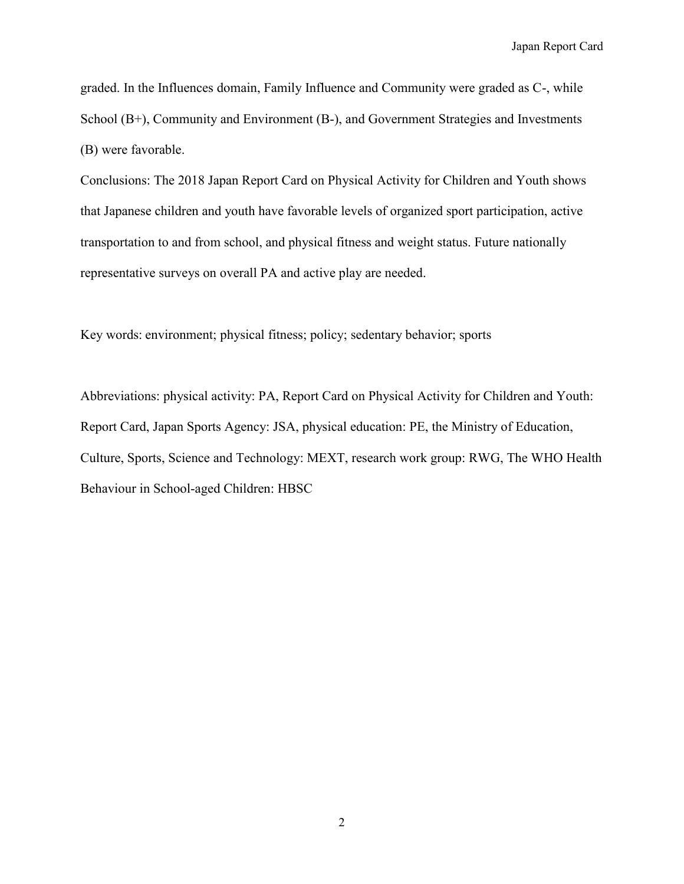graded. In the Influences domain, Family Influence and Community were graded as C-, while School (B+), Community and Environment (B-), and Government Strategies and Investments (B) were favorable.

Conclusions: The 2018 Japan Report Card on Physical Activity for Children and Youth shows that Japanese children and youth have favorable levels of organized sport participation, active transportation to and from school, and physical fitness and weight status. Future nationally representative surveys on overall PA and active play are needed.

Key words: environment; physical fitness; policy; sedentary behavior; sports

Abbreviations: physical activity: PA, Report Card on Physical Activity for Children and Youth: Report Card, Japan Sports Agency: JSA, physical education: PE, the Ministry of Education, Culture, Sports, Science and Technology: MEXT, research work group: RWG, The WHO Health Behaviour in School-aged Children: HBSC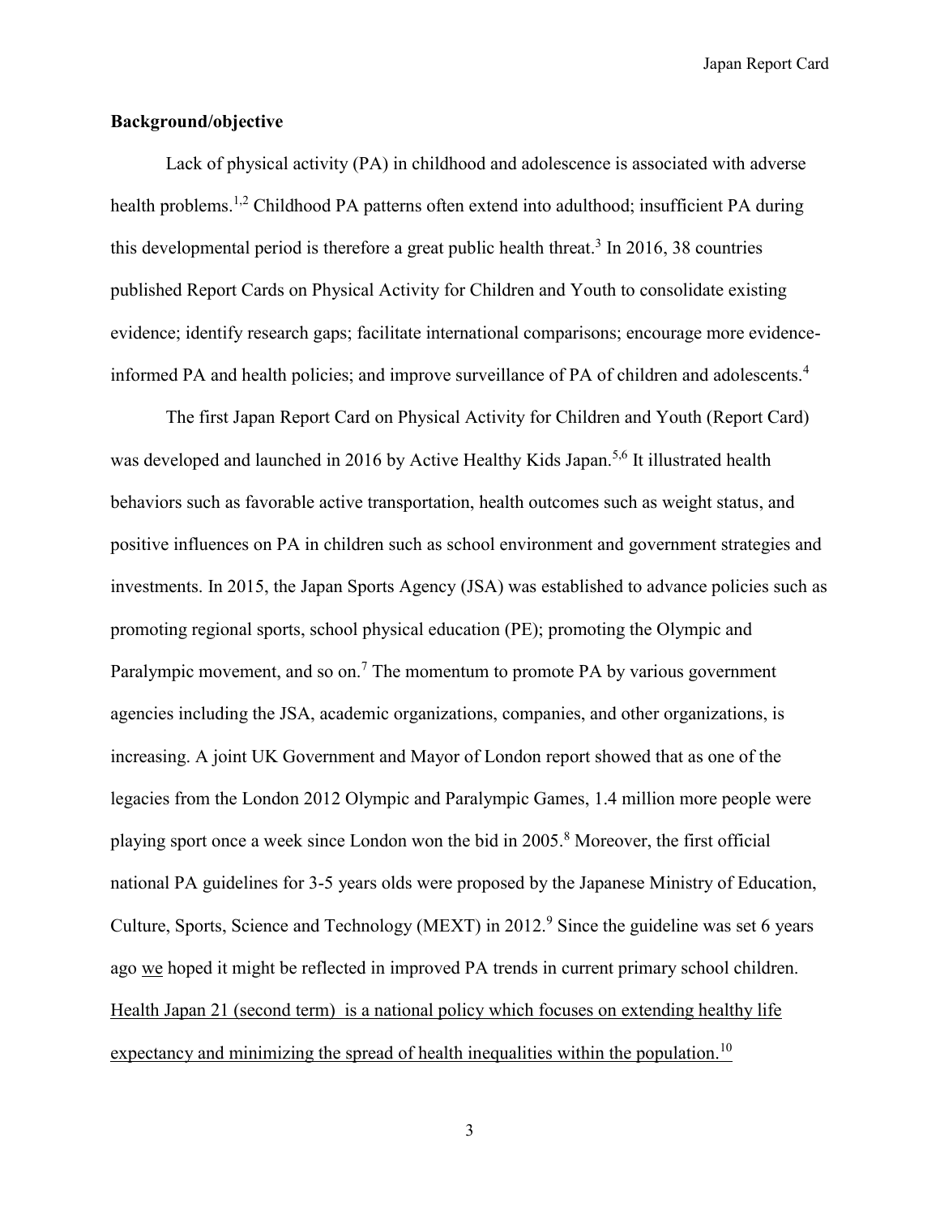**Background/objective**

Lack of physical activity (PA) in childhood and adolescence is associated with adverse health problems.[1,2] Childhood PA patterns often extend into adulthood; insufficient PA during this developmental period is therefore a great public health threat.[3] In 2016, 38 countries published Report Cards on Physical Activity for Children and Youth to consolidate existing evidence; identify research gaps; facilitate international comparisons; encourage more evidence-informed PA and health policies; and improve surveillance of PA of children and adolescents.[4]

The first Japan Report Card on Physical Activity for Children and Youth (Report Card) was developed and launched in 2016 by Active Healthy Kids Japan.[5,6] It illustrated health behaviors such as favorable active transportation, health outcomes such as weight status, and positive influences on PA in children such as school environment and government strategies and investments. In 2015, the Japan Sports Agency (JSA) was established to advance policies such as promoting regional sports, school physical education (PE); promoting the Olympic and Paralympic movement, and so on.[7] The momentum to promote PA by various government agencies including the JSA, academic organizations, companies, and other organizations, is increasing. A joint UK Government and Mayor of London report showed that as one of the legacies from the London 2012 Olympic and Paralympic Games, 1.4 million more people were playing sport once a week since London won the bid in 2005.[8] Moreover, the first official national PA guidelines for 3-5 years olds were proposed by the Japanese Ministry of Education, Culture, Sports, Science and Technology (MEXT) in 2012.[9] Since the guideline was set 6 years ago we hoped it might be reflected in improved PA trends in current primary school children. Health Japan 21 (second term) is a national policy which focuses on extending healthy life expectancy and minimizing the spread of health inequalities within the population.[10]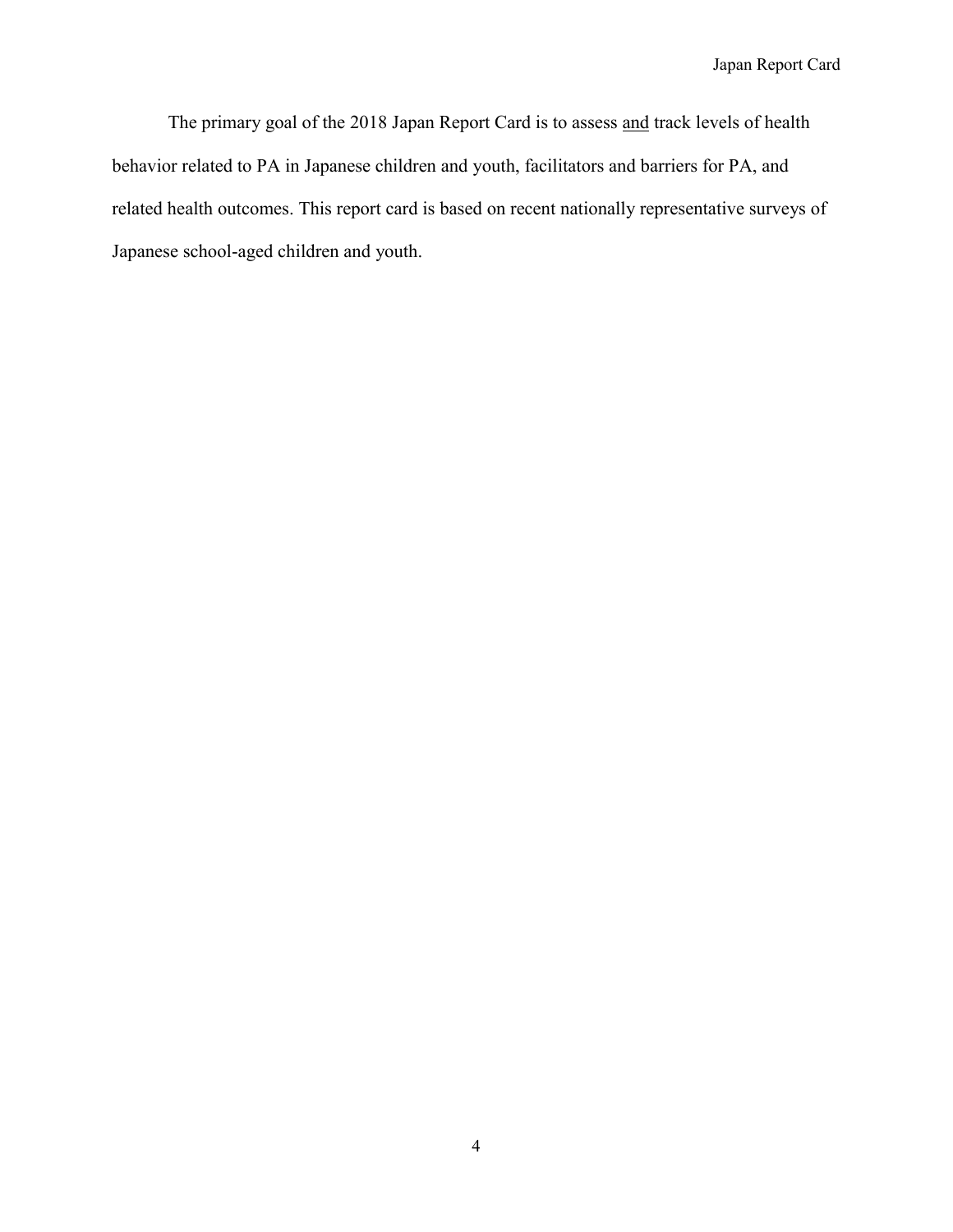The primary goal of the 2018 Japan Report Card is to assess <u>and</u> track levels of health behavior related to PA in Japanese children and youth, facilitators and barriers for PA, and related health outcomes. This report card is based on recent nationally representative surveys of Japanese school-aged children and youth.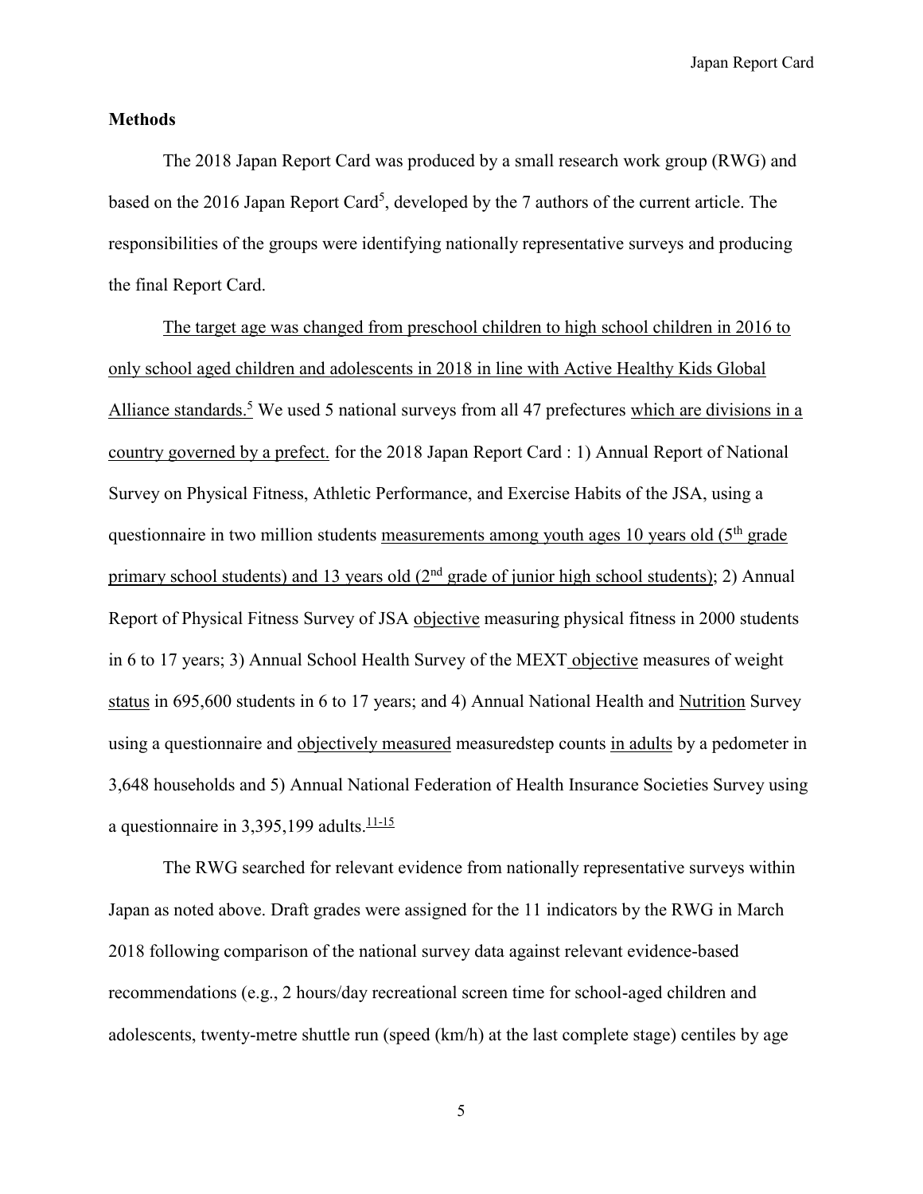**Methods**

The 2018 Japan Report Card was produced by a small research work group (RWG) and based on the 2016 Japan Report Card[5], developed by the 7 authors of the current article. The responsibilities of the groups were identifying nationally representative surveys and producing the final Report Card.

The target age was changed from preschool children to high school children in 2016 to only school aged children and adolescents in 2018 in line with Active Healthy Kids Global Alliance standards.[5] We used 5 national surveys from all 47 prefectures which are divisions in a country governed by a prefect. for the 2018 Japan Report Card : 1) Annual Report of National Survey on Physical Fitness, Athletic Performance, and Exercise Habits of the JSA, using a questionnaire in two million students measurements among youth ages 10 years old (5th grade primary school students) and 13 years old (2nd grade of junior high school students); 2) Annual Report of Physical Fitness Survey of JSA objective measuring physical fitness in 2000 students in 6 to 17 years; 3) Annual School Health Survey of the MEXT objective measures of weight status in 695,600 students in 6 to 17 years; and 4) Annual National Health and Nutrition Survey using a questionnaire and objectively measured measuredstep counts in adults by a pedometer in 3,648 households and 5) Annual National Federation of Health Insurance Societies Survey using a questionnaire in 3,395,199 adults.[11-15]

The RWG searched for relevant evidence from nationally representative surveys within Japan as noted above. Draft grades were assigned for the 11 indicators by the RWG in March 2018 following comparison of the national survey data against relevant evidence-based recommendations (e.g., 2 hours/day recreational screen time for school-aged children and adolescents, twenty-metre shuttle run (speed (km/h) at the last complete stage) centiles by age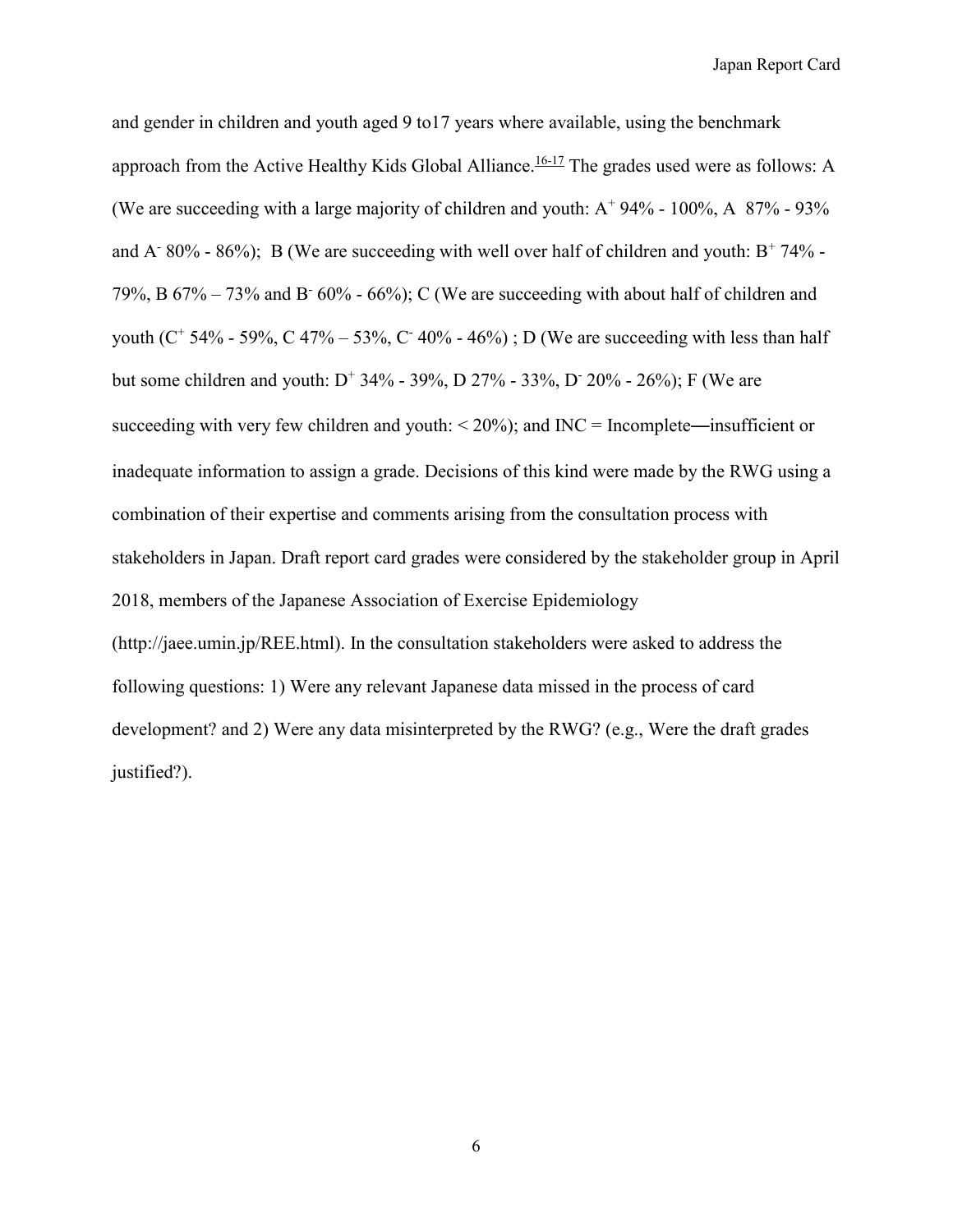and gender in children and youth aged 9 to17 years where available, using the benchmark approach from the Active Healthy Kids Global Alliance.[16-17] The grades used were as follows: A (We are succeeding with a large majority of children and youth: $A^+$ 94% - 100%, A 87% - 93% and $A^-$ 80% - 86%); B (We are succeeding with well over half of children and youth: $B^+$ 74% - 79%, B 67% – 73% and $B^-$ 60% - 66%); C (We are succeeding with about half of children and youth ($C^+$ 54% - 59%, C 47% – 53%, $C^-$ 40% - 46%) ; D (We are succeeding with less than half but some children and youth: $D^+$ 34% - 39%, D 27% - 33%, $D^-$ 20% - 26%); F (We are succeeding with very few children and youth: < 20%); and INC = Incomplete—insufficient or inadequate information to assign a grade. Decisions of this kind were made by the RWG using a combination of their expertise and comments arising from the consultation process with stakeholders in Japan. Draft report card grades were considered by the stakeholder group in April 2018, members of the Japanese Association of Exercise Epidemiology (http://jaee.umin.jp/REE.html). In the consultation stakeholders were asked to address the following questions: 1) Were any relevant Japanese data missed in the process of card development? and 2) Were any data misinterpreted by the RWG? (e.g., Were the draft grades justified?).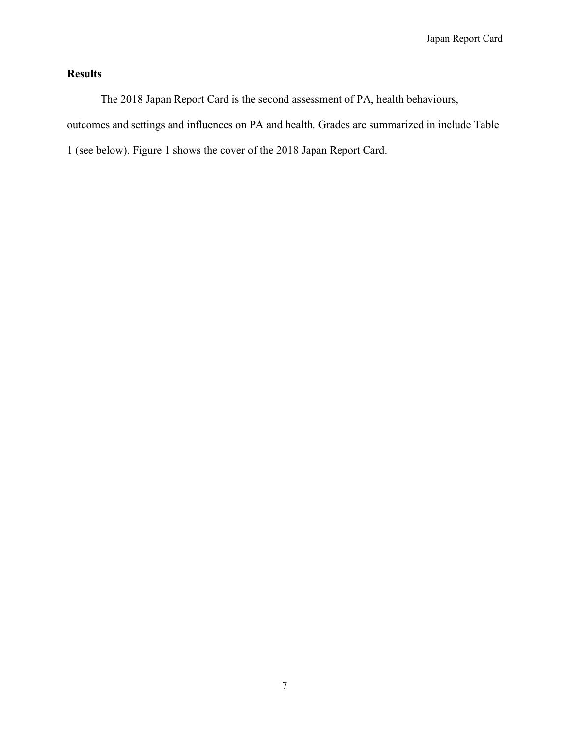## Results

The 2018 Japan Report Card is the second assessment of PA, health behaviours, outcomes and settings and influences on PA and health. Grades are summarized in include Table 1 (see below). Figure 1 shows the cover of the 2018 Japan Report Card.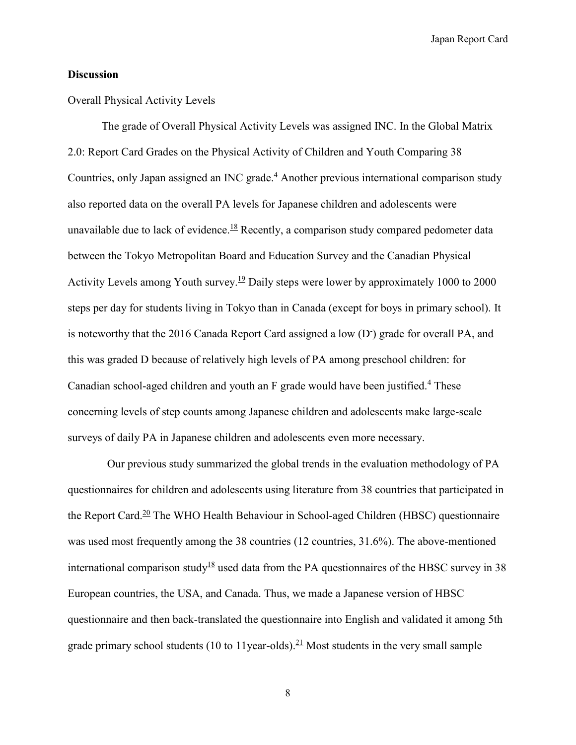**Discussion**

Overall Physical Activity Levels

The grade of Overall Physical Activity Levels was assigned INC. In the Global Matrix 2.0: Report Card Grades on the Physical Activity of Children and Youth Comparing 38 Countries, only Japan assigned an INC grade.[4] Another previous international comparison study also reported data on the overall PA levels for Japanese children and adolescents were unavailable due to lack of evidence.[18] Recently, a comparison study compared pedometer data between the Tokyo Metropolitan Board and Education Survey and the Canadian Physical Activity Levels among Youth survey.[19] Daily steps were lower by approximately 1000 to 2000 steps per day for students living in Tokyo than in Canada (except for boys in primary school). It is noteworthy that the 2016 Canada Report Card assigned a low (D$^{-}$) grade for overall PA, and this was graded D because of relatively high levels of PA among preschool children: for Canadian school-aged children and youth an F grade would have been justified.[4] These concerning levels of step counts among Japanese children and adolescents make large-scale surveys of daily PA in Japanese children and adolescents even more necessary.

Our previous study summarized the global trends in the evaluation methodology of PA questionnaires for children and adolescents using literature from 38 countries that participated in the Report Card.[20] The WHO Health Behaviour in School-aged Children (HBSC) questionnaire was used most frequently among the 38 countries (12 countries, 31.6%). The above-mentioned international comparison study[18] used data from the PA questionnaires of the HBSC survey in 38 European countries, the USA, and Canada. Thus, we made a Japanese version of HBSC questionnaire and then back-translated the questionnaire into English and validated it among 5th grade primary school students (10 to 11year-olds).[21] Most students in the very small sample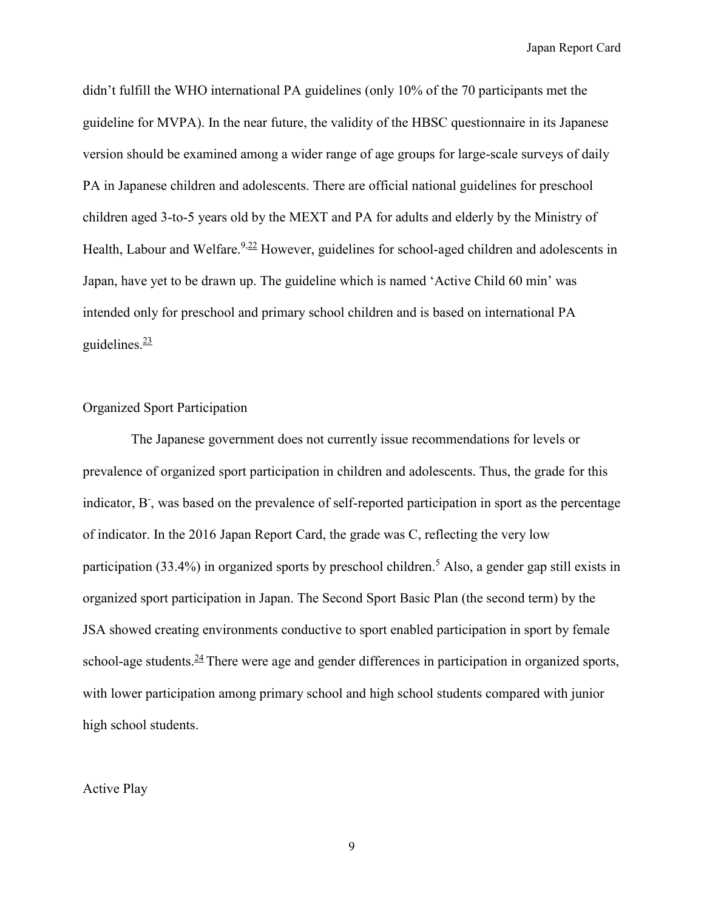didn't fulfill the WHO international PA guidelines (only 10% of the 70 participants met the guideline for MVPA). In the near future, the validity of the HBSC questionnaire in its Japanese version should be examined among a wider range of age groups for large-scale surveys of daily PA in Japanese children and adolescents. There are official national guidelines for preschool children aged 3-to-5 years old by the MEXT and PA for adults and elderly by the Ministry of Health, Labour and Welfare.[9,22] However, guidelines for school-aged children and adolescents in Japan, have yet to be drawn up. The guideline which is named 'Active Child 60 min' was intended only for preschool and primary school children and is based on international PA guidelines.[23]

## Organized Sport Participation

The Japanese government does not currently issue recommendations for levels or prevalence of organized sport participation in children and adolescents. Thus, the grade for this indicator, B-, was based on the prevalence of self-reported participation in sport as the percentage of indicator. In the 2016 Japan Report Card, the grade was C, reflecting the very low participation (33.4%) in organized sports by preschool children.[5] Also, a gender gap still exists in organized sport participation in Japan. The Second Sport Basic Plan (the second term) by the JSA showed creating environments conductive to sport enabled participation in sport by female school-age students.[24] There were age and gender differences in participation in organized sports, with lower participation among primary school and high school students compared with junior high school students.

## Active Play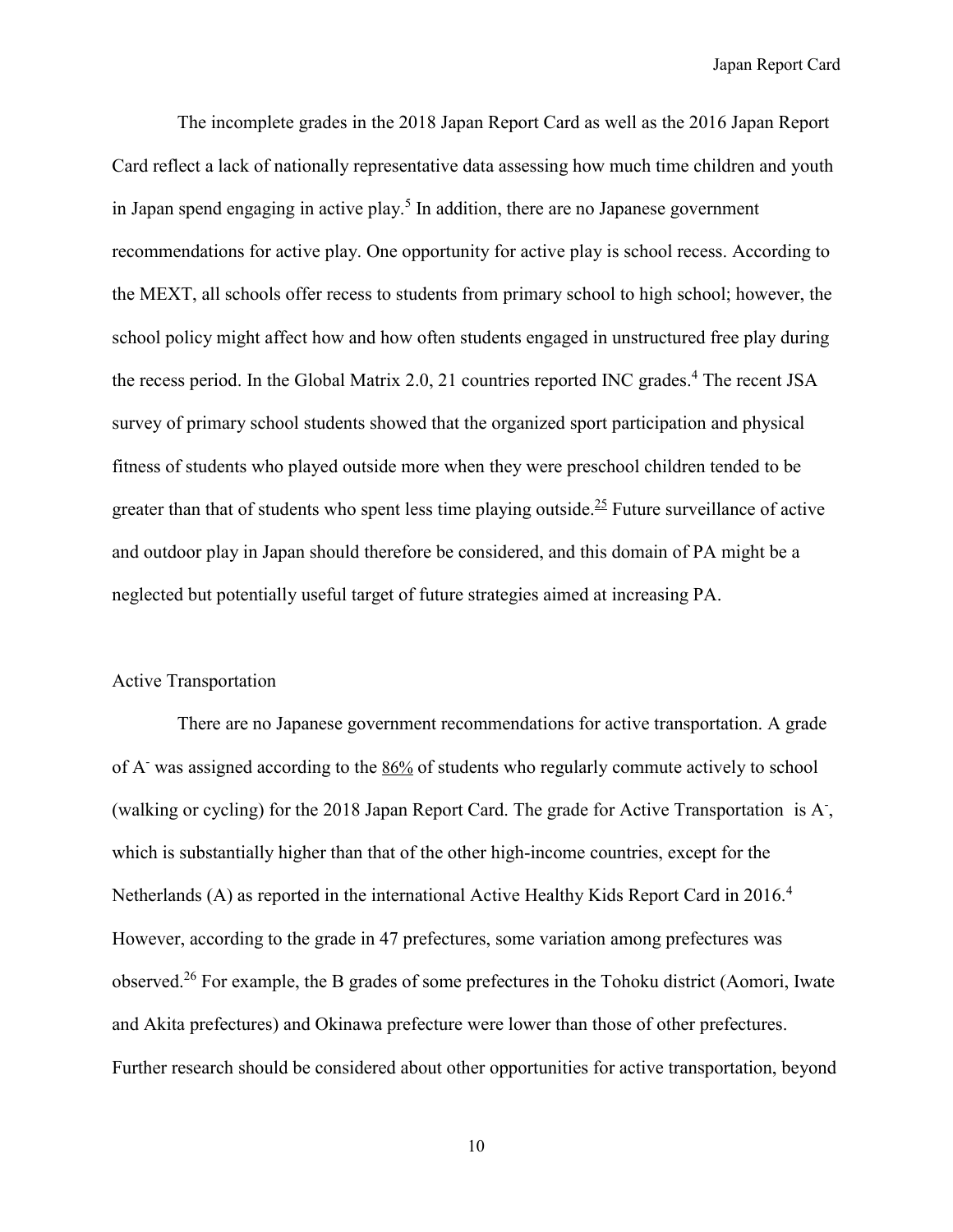The incomplete grades in the 2018 Japan Report Card as well as the 2016 Japan Report Card reflect a lack of nationally representative data assessing how much time children and youth in Japan spend engaging in active play.[5] In addition, there are no Japanese government recommendations for active play. One opportunity for active play is school recess. According to the MEXT, all schools offer recess to students from primary school to high school; however, the school policy might affect how and how often students engaged in unstructured free play during the recess period. In the Global Matrix 2.0, 21 countries reported INC grades.[4] The recent JSA survey of primary school students showed that the organized sport participation and physical fitness of students who played outside more when they were preschool children tended to be greater than that of students who spent less time playing outside.[25] Future surveillance of active and outdoor play in Japan should therefore be considered, and this domain of PA might be a neglected but potentially useful target of future strategies aimed at increasing PA.

## Active Transportation

There are no Japanese government recommendations for active transportation. A grade of A- was assigned according to the 86% of students who regularly commute actively to school (walking or cycling) for the 2018 Japan Report Card. The grade for Active Transportation is A-, which is substantially higher than that of the other high-income countries, except for the Netherlands (A) as reported in the international Active Healthy Kids Report Card in 2016.[4] However, according to the grade in 47 prefectures, some variation among prefectures was observed.[26] For example, the B grades of some prefectures in the Tohoku district (Aomori, Iwate and Akita prefectures) and Okinawa prefecture were lower than those of other prefectures. Further research should be considered about other opportunities for active transportation, beyond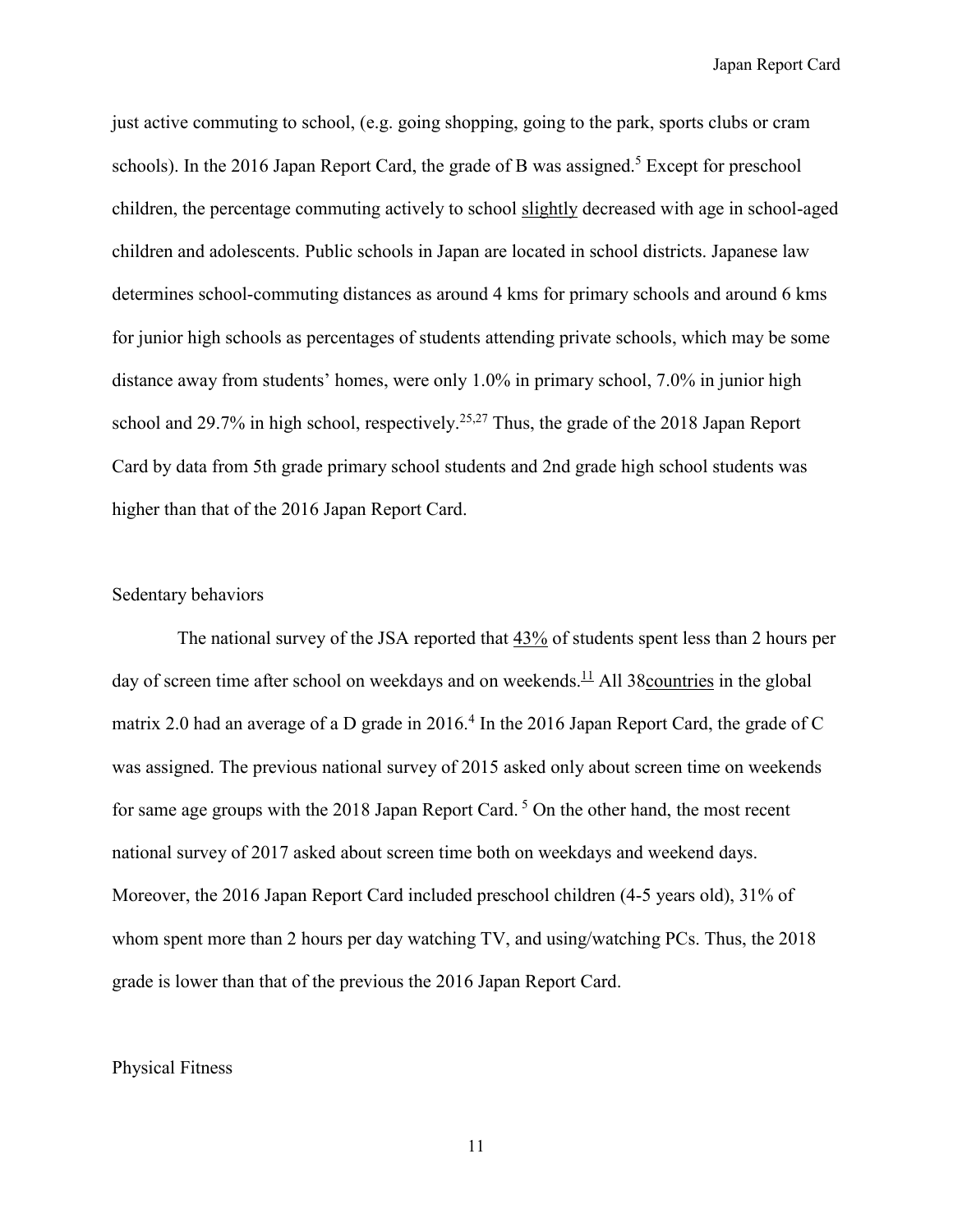just active commuting to school, (e.g. going shopping, going to the park, sports clubs or cram schools). In the 2016 Japan Report Card, the grade of B was assigned.[5] Except for preschool children, the percentage commuting actively to school slightly decreased with age in school-aged children and adolescents. Public schools in Japan are located in school districts. Japanese law determines school-commuting distances as around 4 kms for primary schools and around 6 kms for junior high schools as percentages of students attending private schools, which may be some distance away from students' homes, were only 1.0% in primary school, 7.0% in junior high school and 29.7% in high school, respectively.[25,27] Thus, the grade of the 2018 Japan Report Card by data from 5th grade primary school students and 2nd grade high school students was higher than that of the 2016 Japan Report Card.

## Sedentary behaviors

The national survey of the JSA reported that 43% of students spent less than 2 hours per day of screen time after school on weekdays and on weekends.[11] All 38countries in the global matrix 2.0 had an average of a D grade in 2016.[4] In the 2016 Japan Report Card, the grade of C was assigned. The previous national survey of 2015 asked only about screen time on weekends for same age groups with the 2018 Japan Report Card. [5] On the other hand, the most recent national survey of 2017 asked about screen time both on weekdays and weekend days. Moreover, the 2016 Japan Report Card included preschool children (4-5 years old), 31% of whom spent more than 2 hours per day watching TV, and using/watching PCs. Thus, the 2018 grade is lower than that of the previous the 2016 Japan Report Card.

## Physical Fitness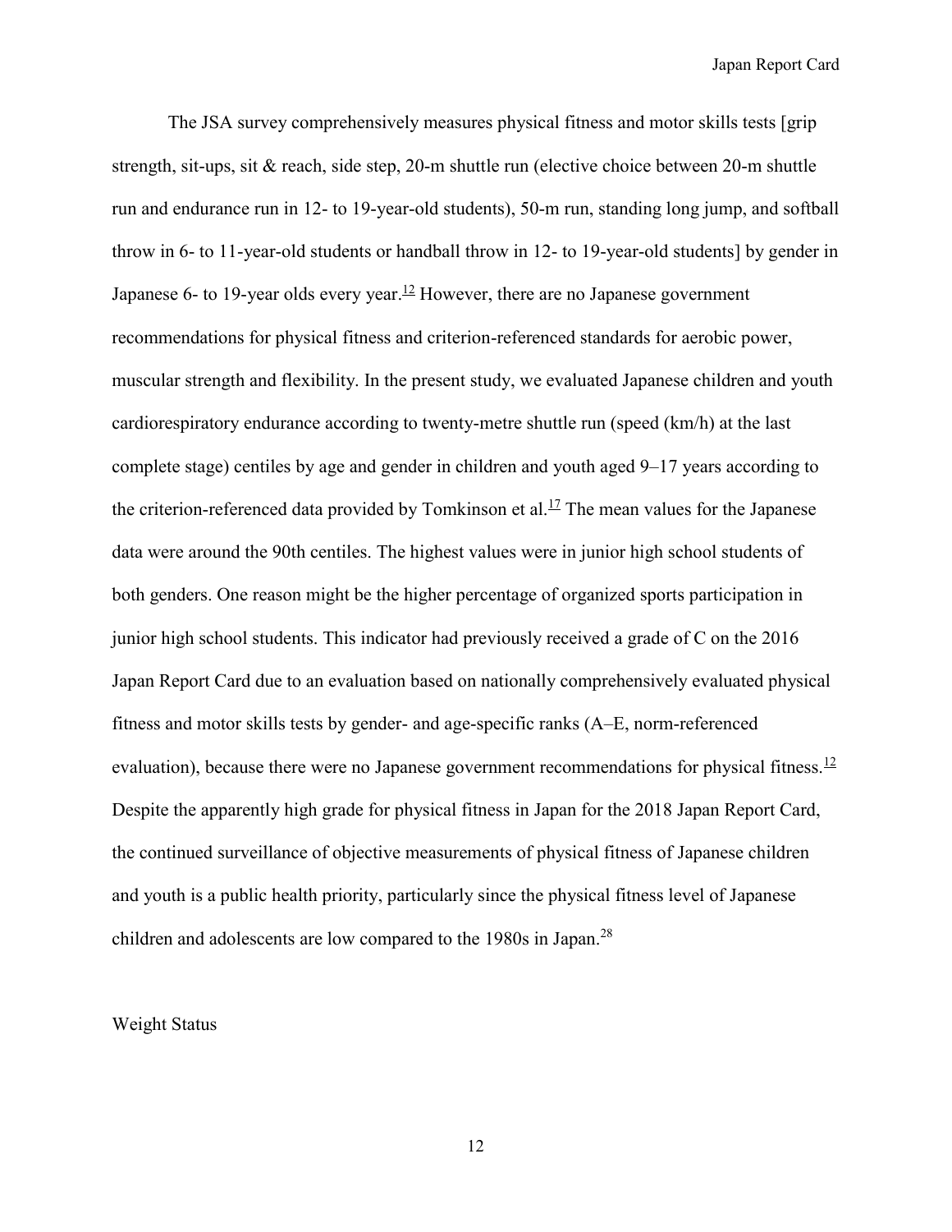The JSA survey comprehensively measures physical fitness and motor skills tests [grip strength, sit-ups, sit & reach, side step, 20-m shuttle run (elective choice between 20-m shuttle run and endurance run in 12- to 19-year-old students), 50-m run, standing long jump, and softball throw in 6- to 11-year-old students or handball throw in 12- to 19-year-old students] by gender in Japanese 6- to 19-year olds every year.[12] However, there are no Japanese government recommendations for physical fitness and criterion-referenced standards for aerobic power, muscular strength and flexibility. In the present study, we evaluated Japanese children and youth cardiorespiratory endurance according to twenty-metre shuttle run (speed (km/h) at the last complete stage) centiles by age and gender in children and youth aged 9–17 years according to the criterion-referenced data provided by Tomkinson et al.[17] The mean values for the Japanese data were around the 90th centiles. The highest values were in junior high school students of both genders. One reason might be the higher percentage of organized sports participation in junior high school students. This indicator had previously received a grade of C on the 2016 Japan Report Card due to an evaluation based on nationally comprehensively evaluated physical fitness and motor skills tests by gender- and age-specific ranks (A–E, norm-referenced evaluation), because there were no Japanese government recommendations for physical fitness.[12] Despite the apparently high grade for physical fitness in Japan for the 2018 Japan Report Card, the continued surveillance of objective measurements of physical fitness of Japanese children and youth is a public health priority, particularly since the physical fitness level of Japanese children and adolescents are low compared to the 1980s in Japan.[28]

Weight Status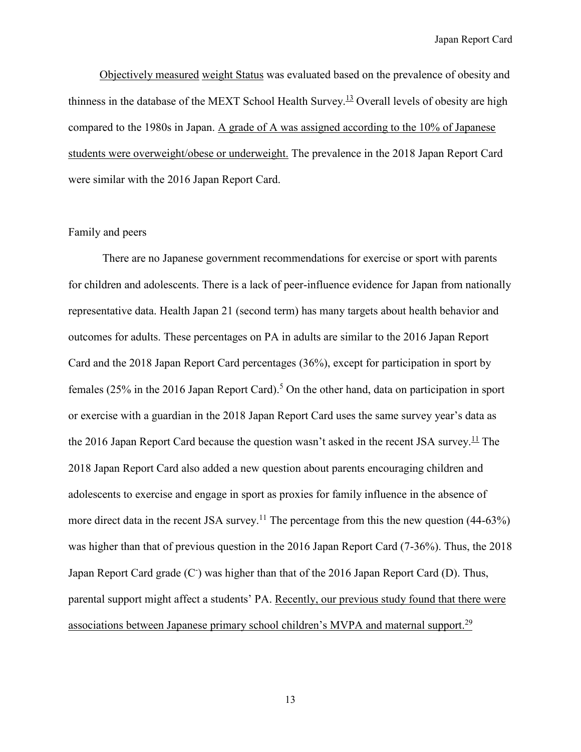Objectively measured weight Status was evaluated based on the prevalence of obesity and thinness in the database of the MEXT School Health Survey.[13] Overall levels of obesity are high compared to the 1980s in Japan. A grade of A was assigned according to the 10% of Japanese students were overweight/obese or underweight. The prevalence in the 2018 Japan Report Card were similar with the 2016 Japan Report Card.

Family and peers

There are no Japanese government recommendations for exercise or sport with parents for children and adolescents. There is a lack of peer-influence evidence for Japan from nationally representative data. Health Japan 21 (second term) has many targets about health behavior and outcomes for adults. These percentages on PA in adults are similar to the 2016 Japan Report Card and the 2018 Japan Report Card percentages (36%), except for participation in sport by females (25% in the 2016 Japan Report Card).[5] On the other hand, data on participation in sport or exercise with a guardian in the 2018 Japan Report Card uses the same survey year's data as the 2016 Japan Report Card because the question wasn't asked in the recent JSA survey.[11] The 2018 Japan Report Card also added a new question about parents encouraging children and adolescents to exercise and engage in sport as proxies for family influence in the absence of more direct data in the recent JSA survey.[11] The percentage from this the new question (44-63%) was higher than that of previous question in the 2016 Japan Report Card (7-36%). Thus, the 2018 Japan Report Card grade ($C^-$) was higher than that of the 2016 Japan Report Card (D). Thus, parental support might affect a students' PA. Recently, our previous study found that there were associations between Japanese primary school children's MVPA and maternal support.[29]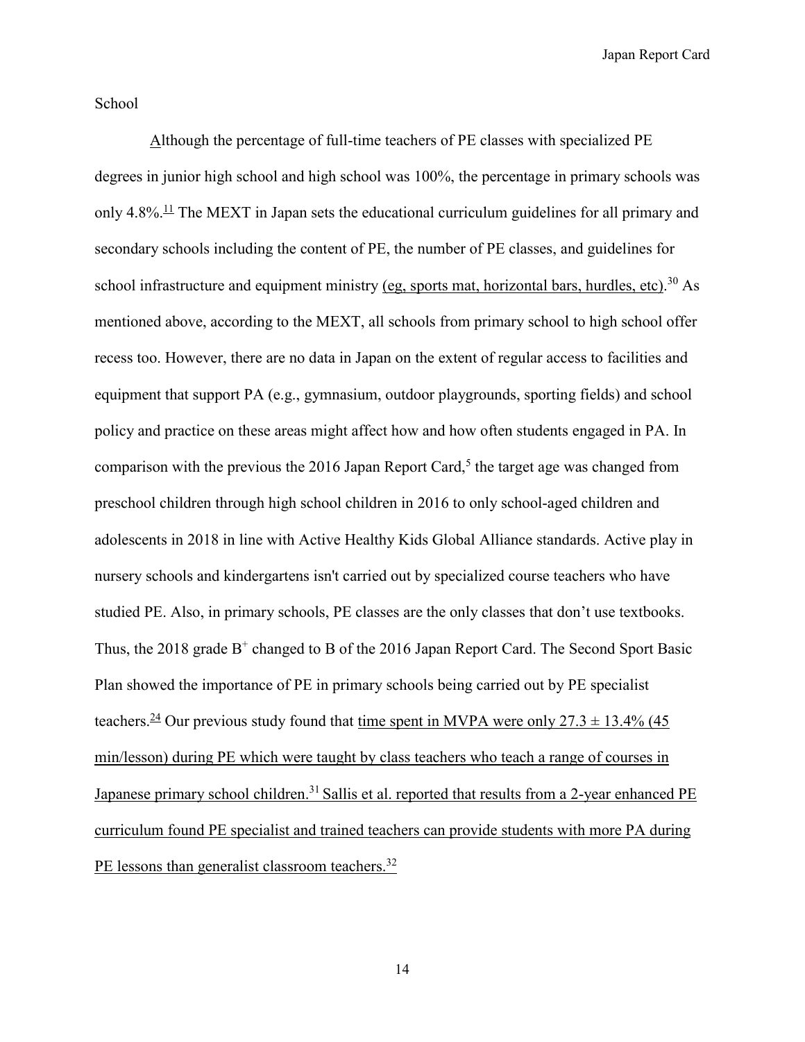School

Although the percentage of full-time teachers of PE classes with specialized PE degrees in junior high school and high school was 100%, the percentage in primary schools was only 4.8%.[11] The MEXT in Japan sets the educational curriculum guidelines for all primary and secondary schools including the content of PE, the number of PE classes, and guidelines for school infrastructure and equipment ministry (eg, sports mat, horizontal bars, hurdles, etc).[30] As mentioned above, according to the MEXT, all schools from primary school to high school offer recess too. However, there are no data in Japan on the extent of regular access to facilities and equipment that support PA (e.g., gymnasium, outdoor playgrounds, sporting fields) and school policy and practice on these areas might affect how and how often students engaged in PA. In comparison with the previous the 2016 Japan Report Card,[5] the target age was changed from preschool children through high school children in 2016 to only school-aged children and adolescents in 2018 in line with Active Healthy Kids Global Alliance standards. Active play in nursery schools and kindergartens isn't carried out by specialized course teachers who have studied PE. Also, in primary schools, PE classes are the only classes that don't use textbooks. Thus, the 2018 grade $B^+$ changed to B of the 2016 Japan Report Card. The Second Sport Basic Plan showed the importance of PE in primary schools being carried out by PE specialist teachers.[24] Our previous study found that time spent in MVPA were only $27.3 \pm 13.4\%$ (45 min/lesson) during PE which were taught by class teachers who teach a range of courses in Japanese primary school children.[31] Sallis et al. reported that results from a 2-year enhanced PE curriculum found PE specialist and trained teachers can provide students with more PA during PE lessons than generalist classroom teachers.[32]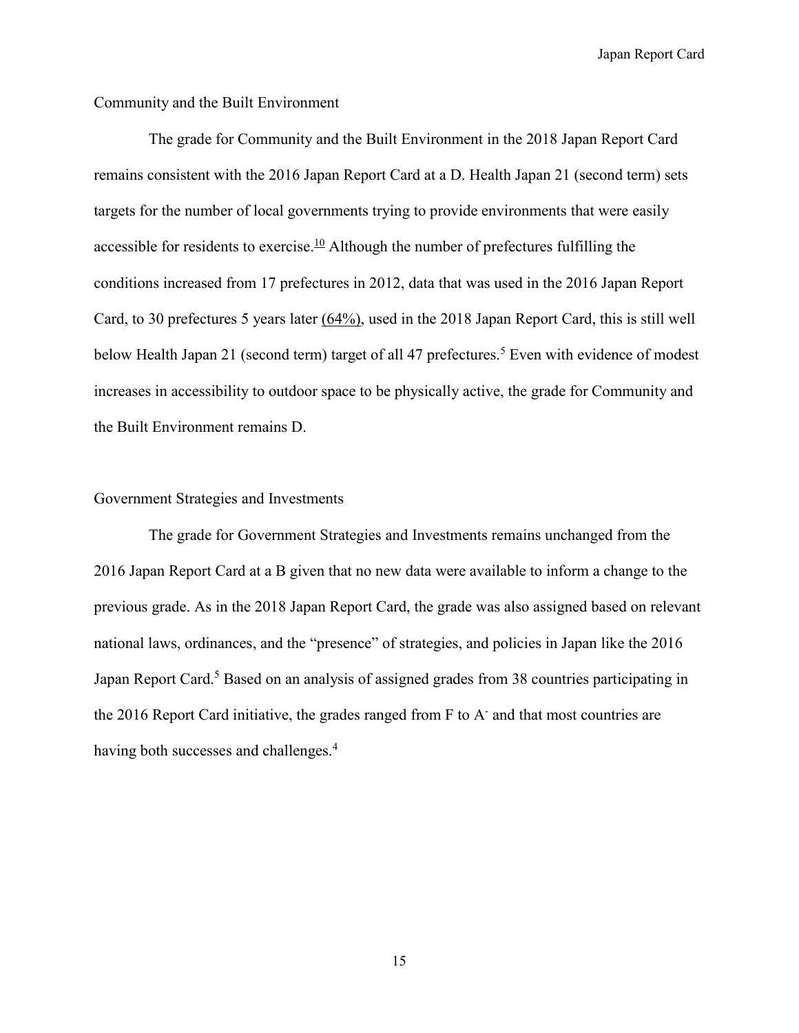## Community and the Built Environment

The grade for Community and the Built Environment in the 2018 Japan Report Card remains consistent with the 2016 Japan Report Card at a D. Health Japan 21 (second term) sets targets for the number of local governments trying to provide environments that were easily accessible for residents to exercise.[10] Although the number of prefectures fulfilling the conditions increased from 17 prefectures in 2012, data that was used in the 2016 Japan Report Card, to 30 prefectures 5 years later (64%), used in the 2018 Japan Report Card, this is still well below Health Japan 21 (second term) target of all 47 prefectures.[5] Even with evidence of modest increases in accessibility to outdoor space to be physically active, the grade for Community and the Built Environment remains D.

## Government Strategies and Investments

The grade for Government Strategies and Investments remains unchanged from the 2016 Japan Report Card at a B given that no new data were available to inform a change to the previous grade. As in the 2018 Japan Report Card, the grade was also assigned based on relevant national laws, ordinances, and the "presence" of strategies, and policies in Japan like the 2016 Japan Report Card.[5] Based on an analysis of assigned grades from 38 countries participating in the 2016 Report Card initiative, the grades ranged from F to A$^-$ and that most countries are having both successes and challenges.[4]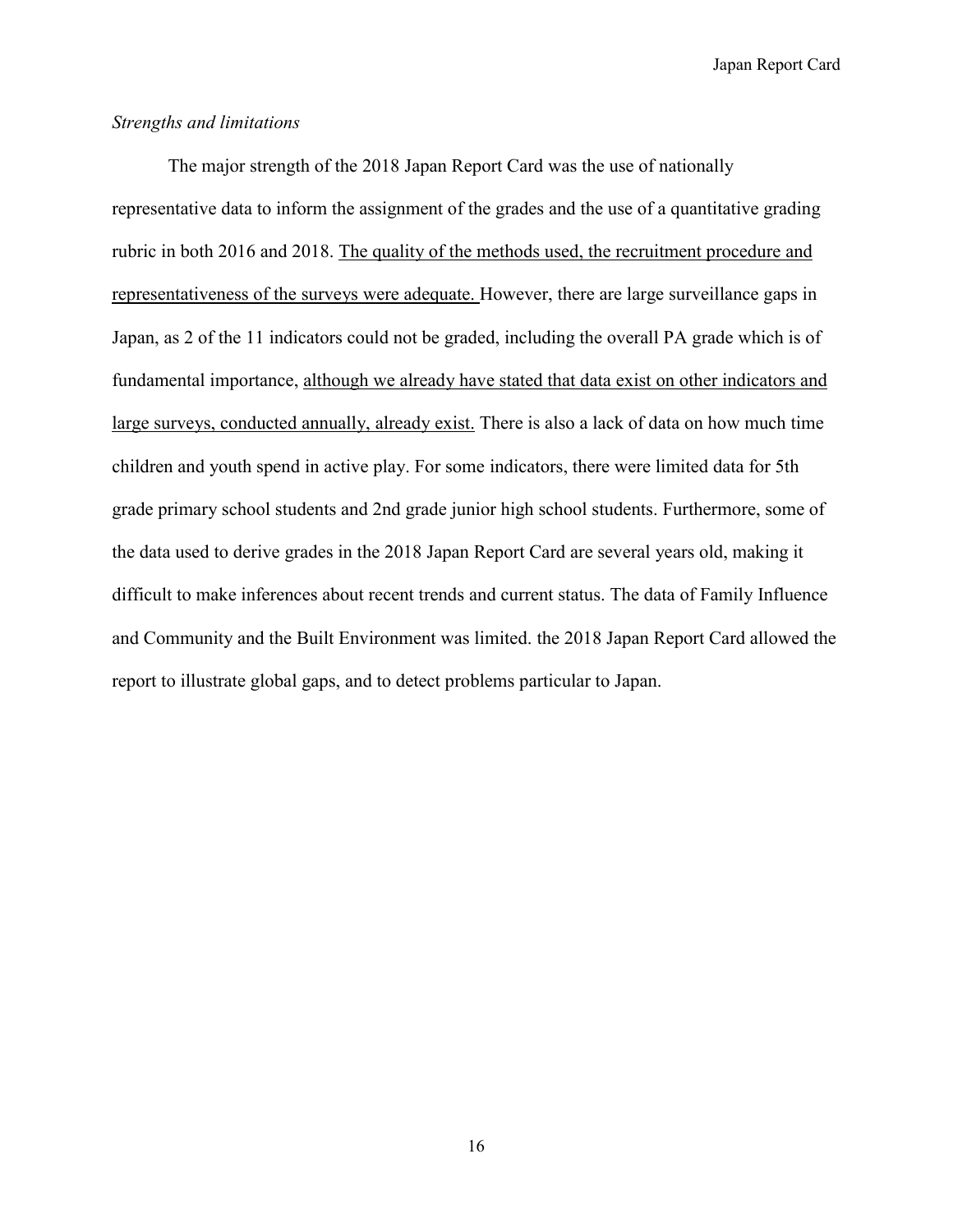*Strengths and limitations*

The major strength of the 2018 Japan Report Card was the use of nationally representative data to inform the assignment of the grades and the use of a quantitative grading rubric in both 2016 and 2018. <u>The quality of the methods used, the recruitment procedure and representativeness of the surveys were adequate.</u> However, there are large surveillance gaps in Japan, as 2 of the 11 indicators could not be graded, including the overall PA grade which is of fundamental importance, <u>although we already have stated that data exist on other indicators and large surveys, conducted annually, already exist.</u> There is also a lack of data on how much time children and youth spend in active play. For some indicators, there were limited data for 5th grade primary school students and 2nd grade junior high school students. Furthermore, some of the data used to derive grades in the 2018 Japan Report Card are several years old, making it difficult to make inferences about recent trends and current status. The data of Family Influence and Community and the Built Environment was limited. the 2018 Japan Report Card allowed the report to illustrate global gaps, and to detect problems particular to Japan.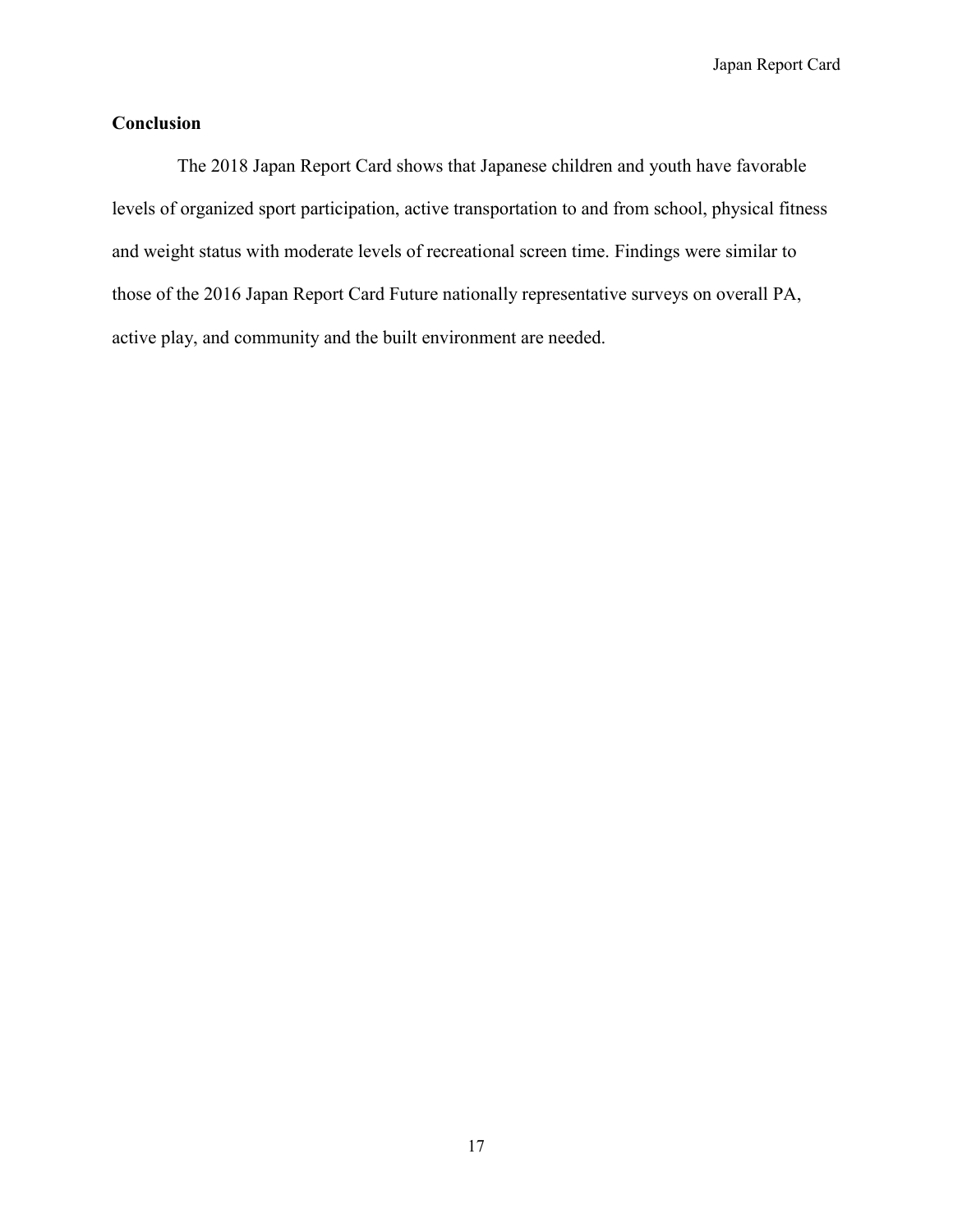## Conclusion

The 2018 Japan Report Card shows that Japanese children and youth have favorable levels of organized sport participation, active transportation to and from school, physical fitness and weight status with moderate levels of recreational screen time. Findings were similar to those of the 2016 Japan Report Card Future nationally representative surveys on overall PA, active play, and community and the built environment are needed.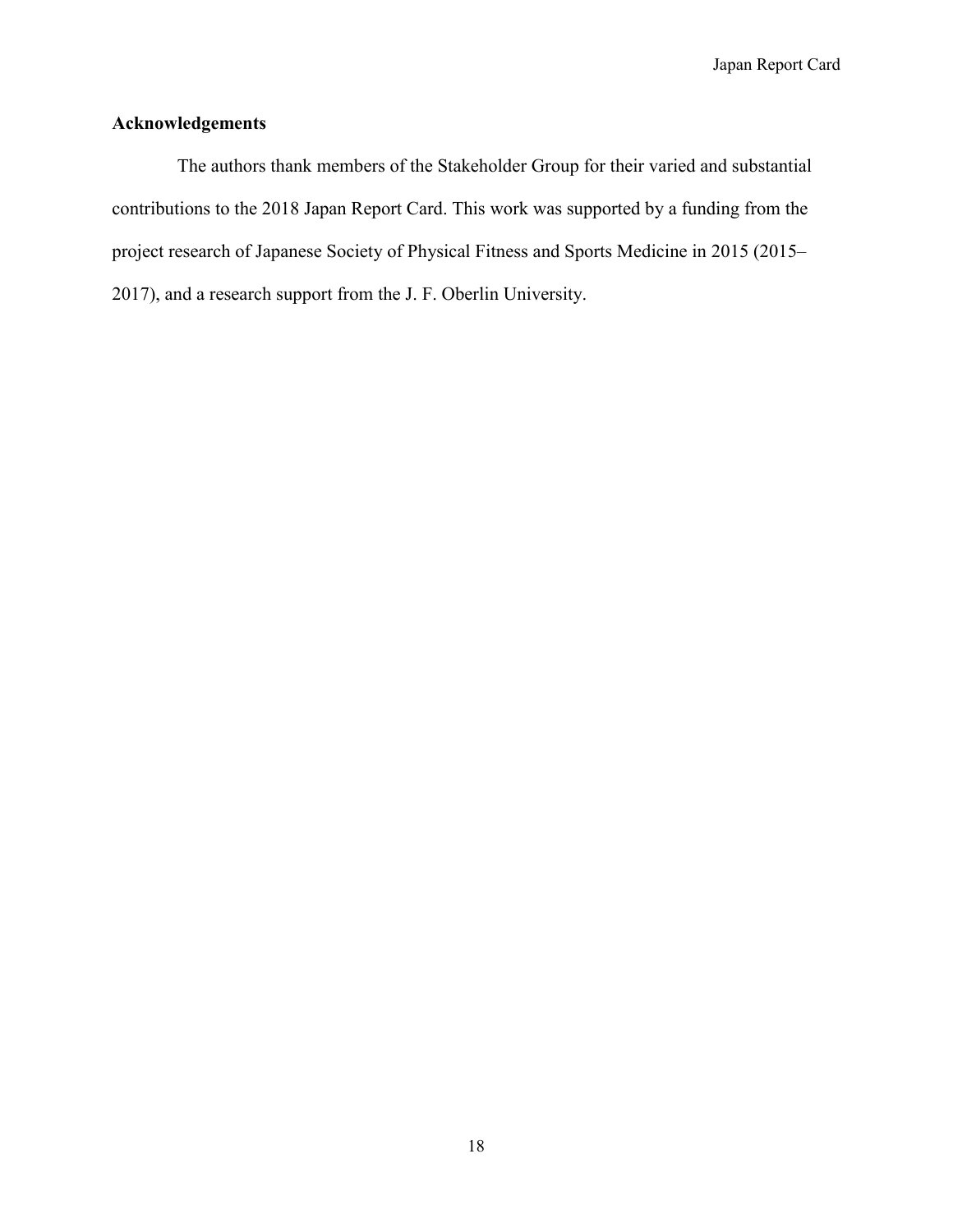## Acknowledgements

The authors thank members of the Stakeholder Group for their varied and substantial contributions to the 2018 Japan Report Card. This work was supported by a funding from the project research of Japanese Society of Physical Fitness and Sports Medicine in 2015 (2015–2017), and a research support from the J. F. Oberlin University.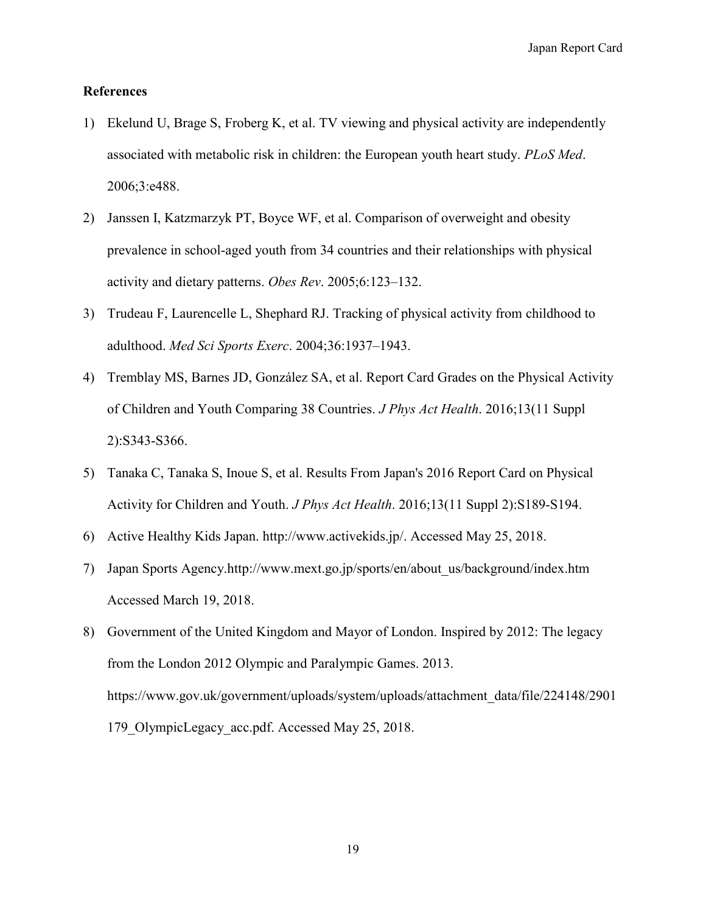## References

1) Ekelund U, Brage S, Froberg K, et al. TV viewing and physical activity are independently associated with metabolic risk in children: the European youth heart study. *PLoS Med*. 2006;3:e488.
2) Janssen I, Katzmarzyk PT, Boyce WF, et al. Comparison of overweight and obesity prevalence in school-aged youth from 34 countries and their relationships with physical activity and dietary patterns. *Obes Rev*. 2005;6:123–132.
3) Trudeau F, Laurencelle L, Shephard RJ. Tracking of physical activity from childhood to adulthood. *Med Sci Sports Exerc*. 2004;36:1937–1943.
4) Tremblay MS, Barnes JD, González SA, et al. Report Card Grades on the Physical Activity of Children and Youth Comparing 38 Countries. *J Phys Act Health*. 2016;13(11 Suppl 2):S343-S366.
5) Tanaka C, Tanaka S, Inoue S, et al. Results From Japan's 2016 Report Card on Physical Activity for Children and Youth. *J Phys Act Health*. 2016;13(11 Suppl 2):S189-S194.
6) Active Healthy Kids Japan. http://www.activekids.jp/. Accessed May 25, 2018.
7) Japan Sports Agency.http://www.mext.go.jp/sports/en/about_us/background/index.htm Accessed March 19, 2018.
8) Government of the United Kingdom and Mayor of London. Inspired by 2012: The legacy from the London 2012 Olympic and Paralympic Games. 2013. https://www.gov.uk/government/uploads/system/uploads/attachment_data/file/224148/2901179_OlympicLegacy_acc.pdf. Accessed May 25, 2018.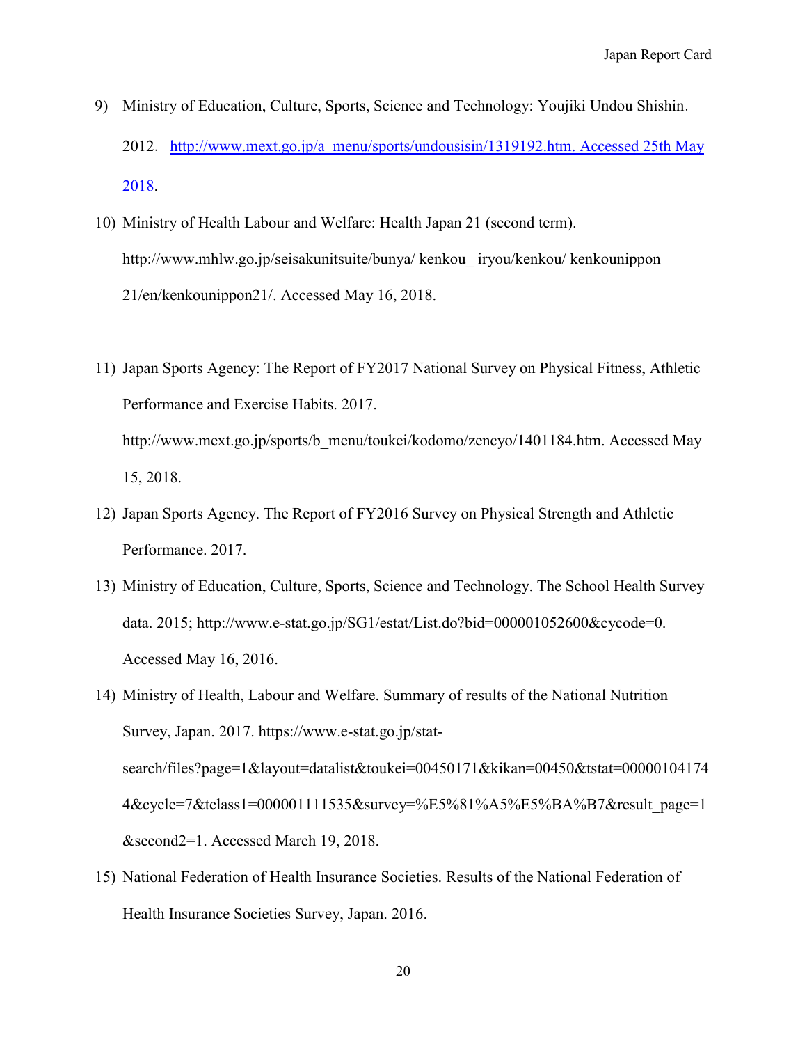9) Ministry of Education, Culture, Sports, Science and Technology: Youjiki Undou Shishin. 2012. http://www.mext.go.jp/a_menu/sports/undousisin/1319192.htm. Accessed 25th May 2018.

10) Ministry of Health Labour and Welfare: Health Japan 21 (second term). http://www.mhlw.go.jp/seisakunitsuite/bunya/ kenkou_ iryou/kenkou/ kenkounippon 21/en/kenkounippon21/. Accessed May 16, 2018.

11) Japan Sports Agency: The Report of FY2017 National Survey on Physical Fitness, Athletic Performance and Exercise Habits. 2017. http://www.mext.go.jp/sports/b_menu/toukei/kodomo/zencyo/1401184.htm. Accessed May 15, 2018.

12) Japan Sports Agency. The Report of FY2016 Survey on Physical Strength and Athletic Performance. 2017.

13) Ministry of Education, Culture, Sports, Science and Technology. The School Health Survey data. 2015; http://www.e-stat.go.jp/SG1/estat/List.do?bid=000001052600&cycode=0. Accessed May 16, 2016.

14) Ministry of Health, Labour and Welfare. Summary of results of the National Nutrition Survey, Japan. 2017. https://www.e-stat.go.jp/stat-search/files?page=1&layout=datalist&toukei=00450171&kikan=00450&tstat=000001041744&cycle=7&tclass1=000001111535&survey=%E5%81%A5%E5%BA%B7&result_page=1&second2=1. Accessed March 19, 2018.

15) National Federation of Health Insurance Societies. Results of the National Federation of Health Insurance Societies Survey, Japan. 2016.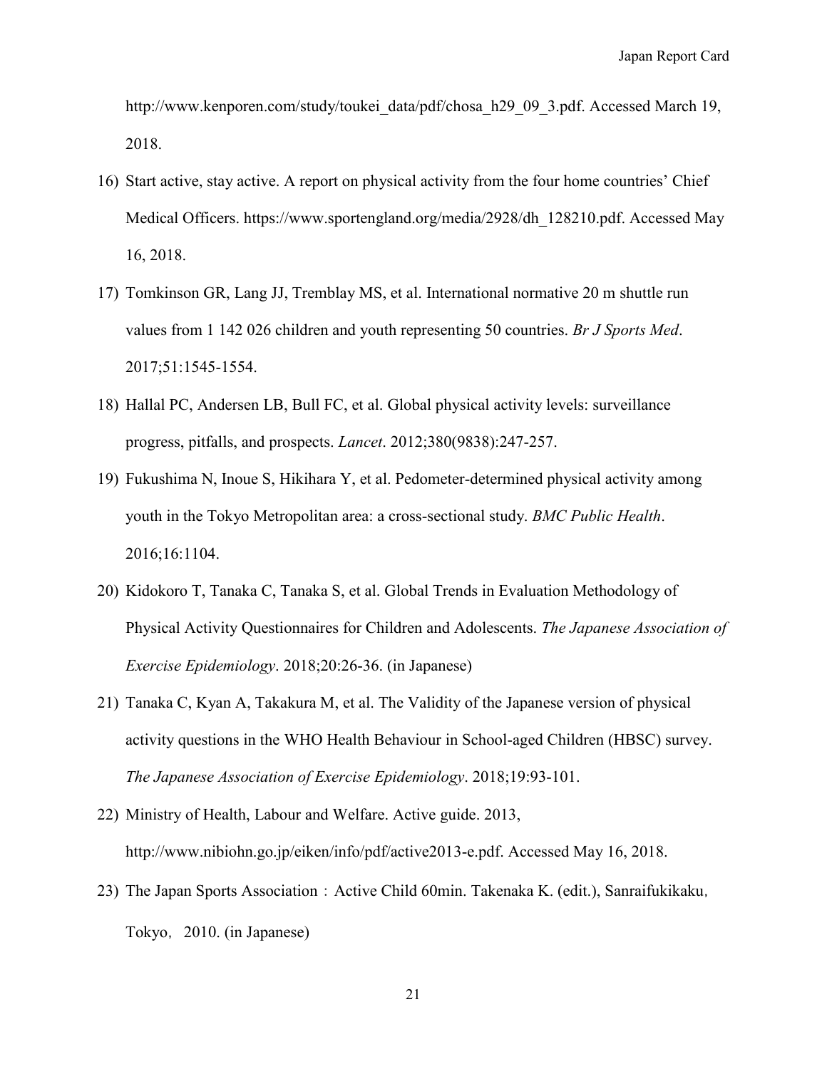http://www.kenporen.com/study/toukei_data/pdf/chosa_h29_09_3.pdf. Accessed March 19, 2018.

16) Start active, stay active. A report on physical activity from the four home countries' Chief Medical Officers. https://www.sportengland.org/media/2928/dh_128210.pdf. Accessed May 16, 2018.
17) Tomkinson GR, Lang JJ, Tremblay MS, et al. International normative 20 m shuttle run values from 1 142 026 children and youth representing 50 countries. *Br J Sports Med*. 2017;51:1545-1554.
18) Hallal PC, Andersen LB, Bull FC, et al. Global physical activity levels: surveillance progress, pitfalls, and prospects. *Lancet*. 2012;380(9838):247-257.
19) Fukushima N, Inoue S, Hikihara Y, et al. Pedometer-determined physical activity among youth in the Tokyo Metropolitan area: a cross-sectional study. *BMC Public Health*. 2016;16:1104.
20) Kidokoro T, Tanaka C, Tanaka S, et al. Global Trends in Evaluation Methodology of Physical Activity Questionnaires for Children and Adolescents. *The Japanese Association of Exercise Epidemiology*. 2018;20:26-36. (in Japanese)
21) Tanaka C, Kyan A, Takakura M, et al. The Validity of the Japanese version of physical activity questions in the WHO Health Behaviour in School-aged Children (HBSC) survey. *The Japanese Association of Exercise Epidemiology*. 2018;19:93-101.
22) Ministry of Health, Labour and Welfare. Active guide. 2013, http://www.nibiohn.go.jp/eiken/info/pdf/active2013-e.pdf. Accessed May 16, 2018.
23) The Japan Sports Association：Active Child 60min. Takenaka K. (edit.), Sanraifukikaku, Tokyo, 2010. (in Japanese)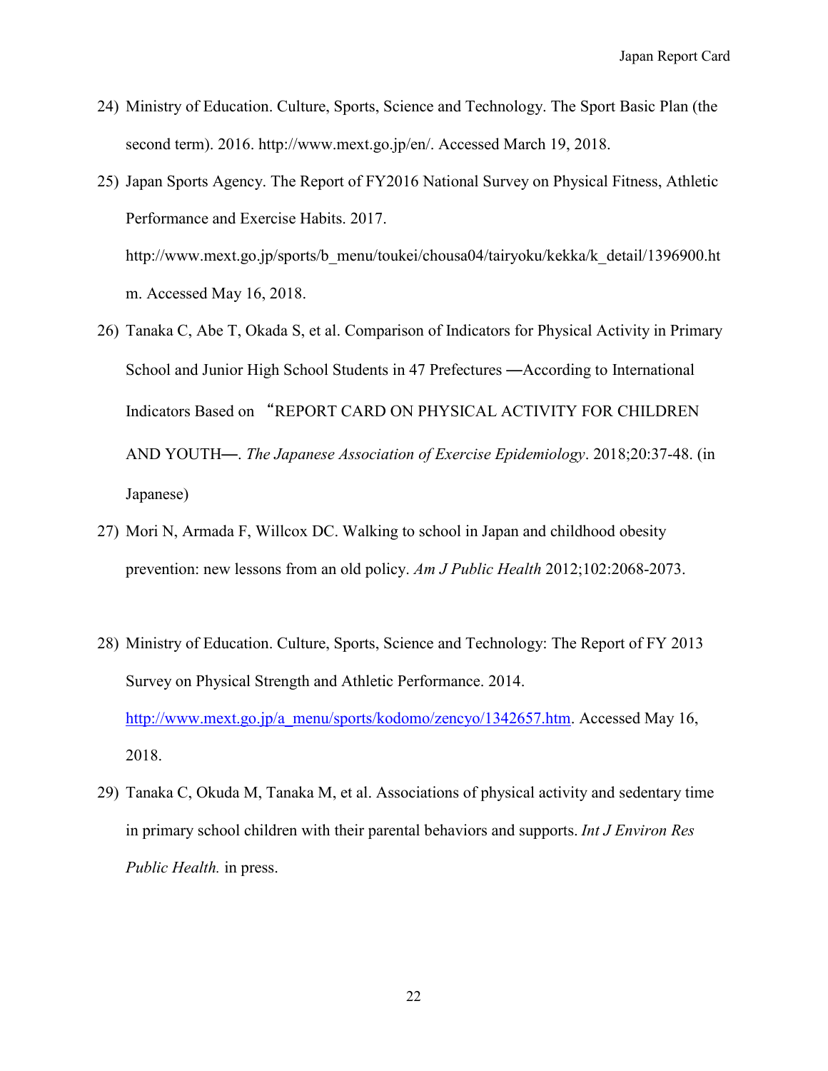24) Ministry of Education. Culture, Sports, Science and Technology. The Sport Basic Plan (the second term). 2016. http://www.mext.go.jp/en/. Accessed March 19, 2018.

25) Japan Sports Agency. The Report of FY2016 National Survey on Physical Fitness, Athletic Performance and Exercise Habits. 2017. http://www.mext.go.jp/sports/b_menu/toukei/chousa04/tairyoku/kekka/k_detail/1396900.htm. Accessed May 16, 2018.

26) Tanaka C, Abe T, Okada S, et al. Comparison of Indicators for Physical Activity in Primary School and Junior High School Students in 47 Prefectures ―According to International Indicators Based on "REPORT CARD ON PHYSICAL ACTIVITY FOR CHILDREN AND YOUTH―. *The Japanese Association of Exercise Epidemiology*. 2018;20:37-48. (in Japanese)

27) Mori N, Armada F, Willcox DC. Walking to school in Japan and childhood obesity prevention: new lessons from an old policy. *Am J Public Health* 2012;102:2068-2073.

28) Ministry of Education. Culture, Sports, Science and Technology: The Report of FY 2013 Survey on Physical Strength and Athletic Performance. 2014. http://www.mext.go.jp/a_menu/sports/kodomo/zencyo/1342657.htm. Accessed May 16, 2018.

29) Tanaka C, Okuda M, Tanaka M, et al. Associations of physical activity and sedentary time in primary school children with their parental behaviors and supports. *Int J Environ Res Public Health.* in press.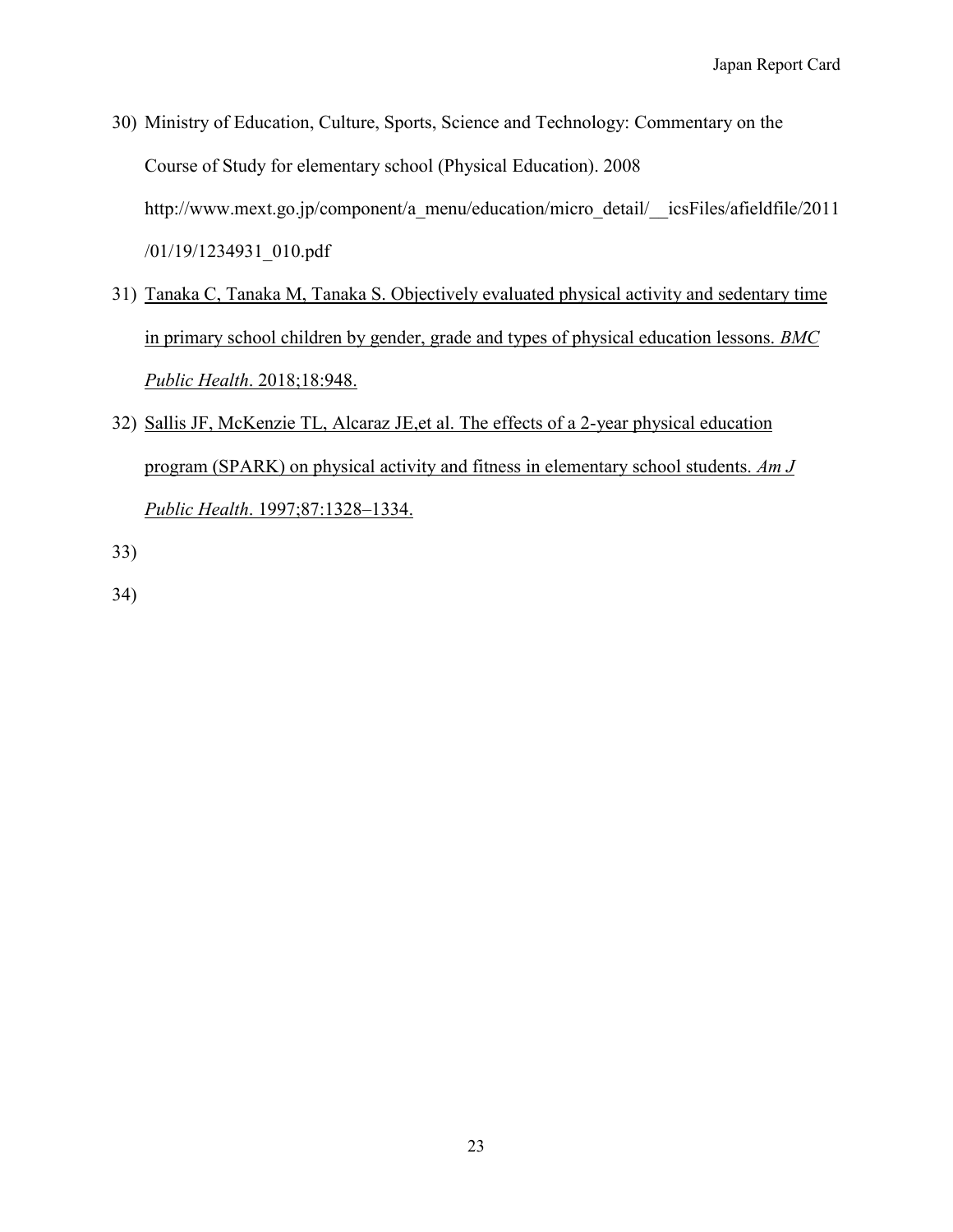30) Ministry of Education, Culture, Sports, Science and Technology: Commentary on the Course of Study for elementary school (Physical Education). 2008 http://www.mext.go.jp/component/a_menu/education/micro_detail/__icsFiles/afieldfile/2011/01/19/1234931_010.pdf

31) Tanaka C, Tanaka M, Tanaka S. Objectively evaluated physical activity and sedentary time in primary school children by gender, grade and types of physical education lessons. *BMC Public Health*. 2018;18:948.

32) Sallis JF, McKenzie TL, Alcaraz JE,et al. The effects of a 2-year physical education program (SPARK) on physical activity and fitness in elementary school students. *Am J Public Health*. 1997;87:1328–1334.

33)

34)